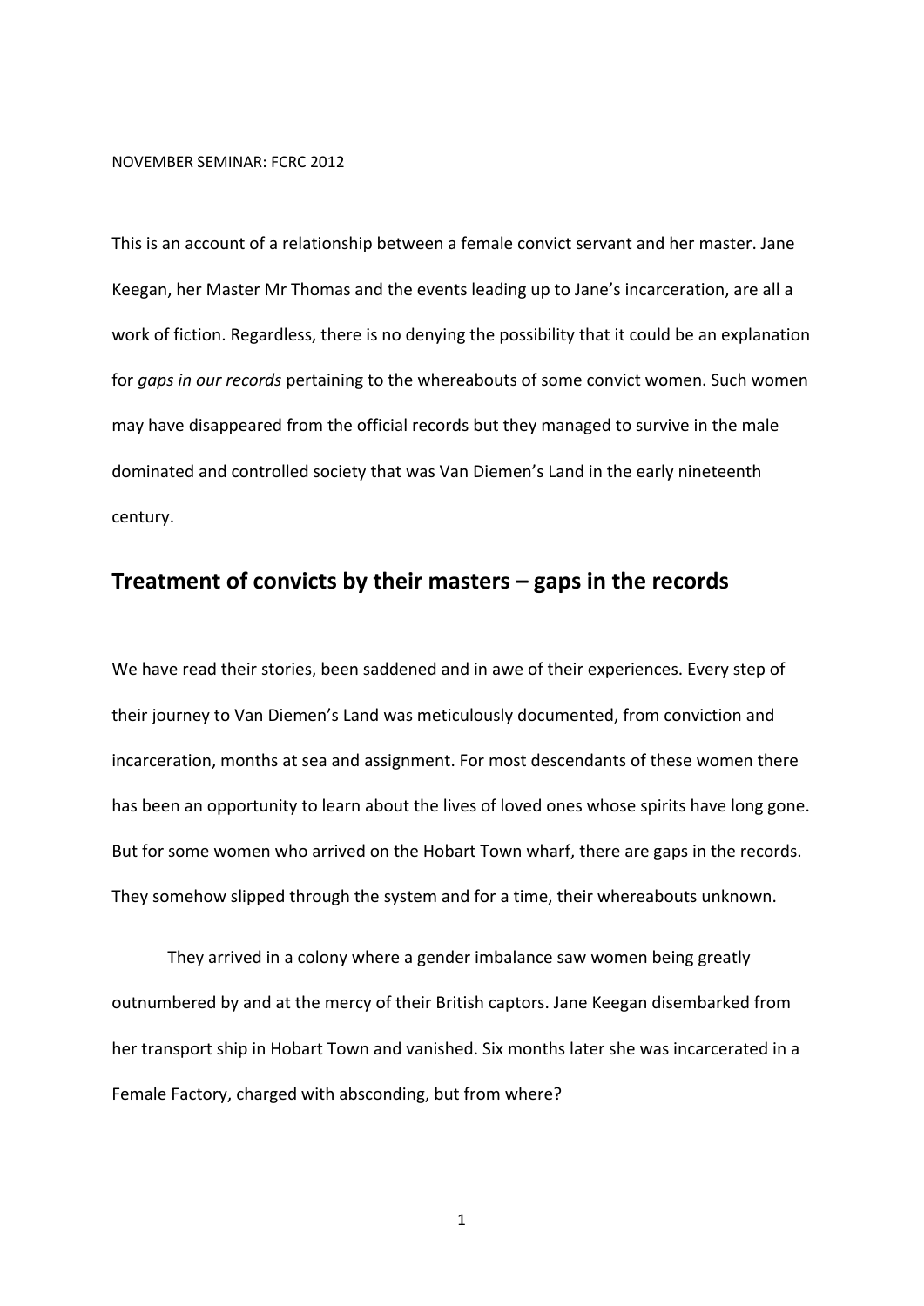NOVEMBER SEMINAR: FCRC 2012

This is an account of a relationship between a female convict servant and her master. Jane Keegan, her Master Mr Thomas and the events leading up to Jane's incarceration, are all a work of fiction. Regardless, there is no denying the possibility that it could be an explanation for *gaps in our records* pertaining to the whereabouts of some convict women. Such women may have disappeared from the official records but they managed to survive in the male dominated and controlled society that was Van Diemen's Land in the early nineteenth century.

## Treatment of convicts by their masters – gaps in the records

We have read their stories, been saddened and in awe of their experiences. Every step of their journey to Van Diemen's Land was meticulously documented, from conviction and incarceration, months at sea and assignment. For most descendants of these women there has been an opportunity to learn about the lives of loved ones whose spirits have long gone. But for some women who arrived on the Hobart Town wharf, there are gaps in the records. They somehow slipped through the system and for a time, their whereabouts unknown.

They arrived in a colony where a gender imbalance saw women being greatly outnumbered by and at the mercy of their British captors. Jane Keegan disembarked from her transport ship in Hobart Town and vanished. Six months later she was incarcerated in a Female Factory, charged with absconding, but from where?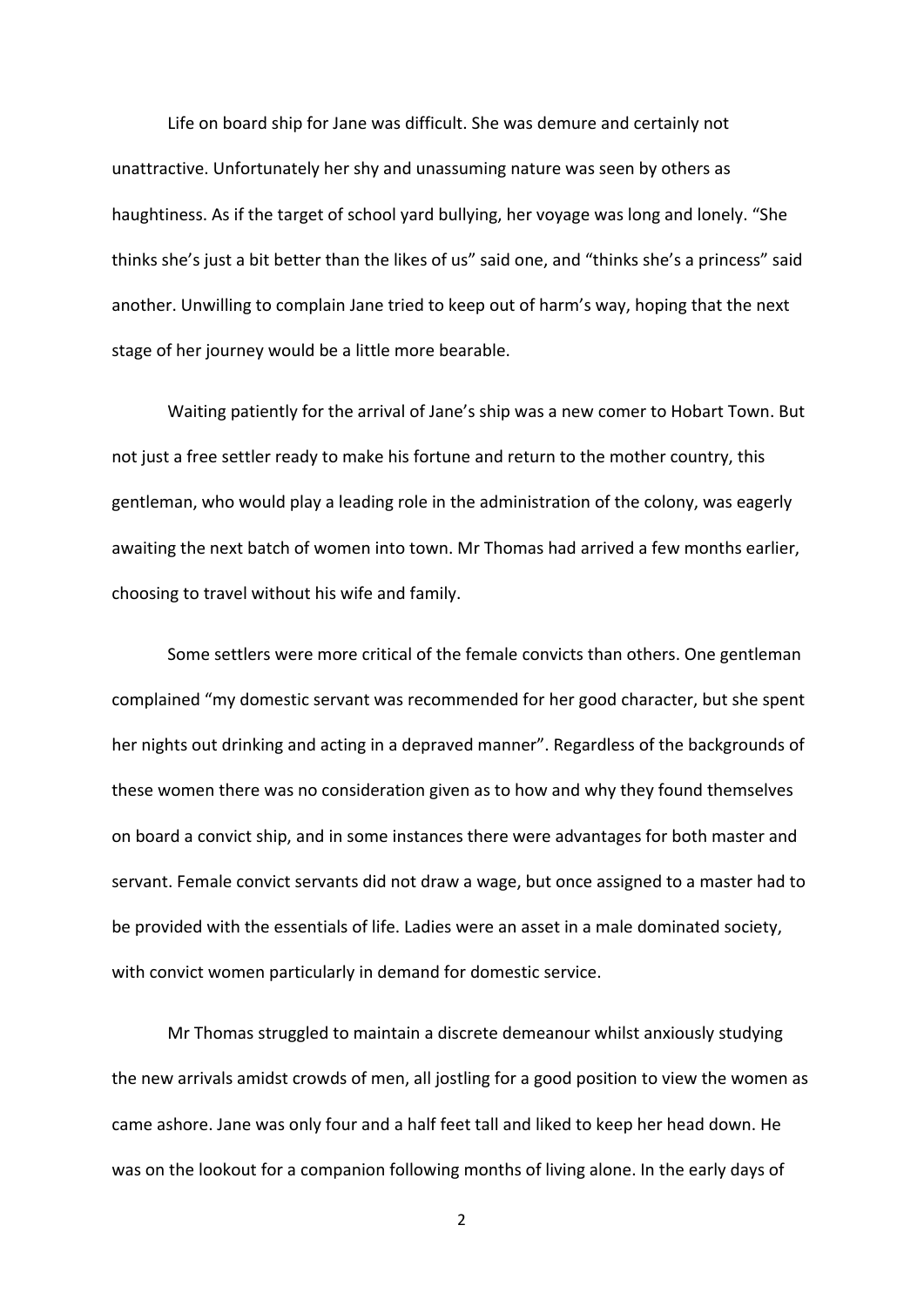Life on board ship for Jane was difficult. She was demure and certainly not unattractive. Unfortunately her shy and unassuming nature was seen by others as haughtiness. As if the target of school yard bullying, her voyage was long and lonely. "She thinks she's just a bit better than the likes of us" said one, and "thinks she's a princess" said another. Unwilling to complain Jane tried to keep out of harm's way, hoping that the next stage of her journey would be a little more bearable.

Waiting patiently for the arrival of Jane's ship was a new comer to Hobart Town. But not just a free settler ready to make his fortune and return to the mother country, this gentleman, who would play a leading role in the administration of the colony, was eagerly awaiting the next batch of women into town. Mr Thomas had arrived a few months earlier, choosing to travel without his wife and family.

Some settlers were more critical of the female convicts than others. One gentleman complained "my domestic servant was recommended for her good character, but she spent her nights out drinking and acting in a depraved manner". Regardless of the backgrounds of these women there was no consideration given as to how and why they found themselves on board a convict ship, and in some instances there were advantages for both master and servant. Female convict servants did not draw a wage, but once assigned to a master had to be provided with the essentials of life. Ladies were an asset in a male dominated society, with convict women particularly in demand for domestic service.

Mr Thomas struggled to maintain a discrete demeanour whilst anxiously studying the new arrivals amidst crowds of men, all jostling for a good position to view the women as came ashore. Jane was only four and a half feet tall and liked to keep her head down. He was on the lookout for a companion following months of living alone. In the early days of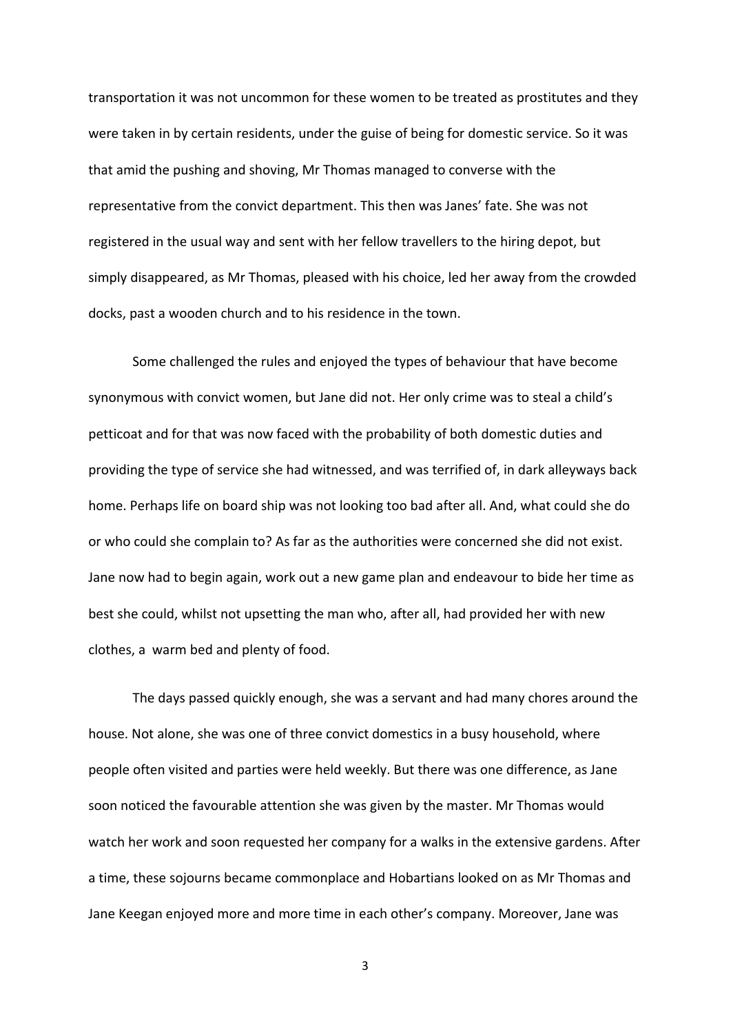transportation it was not uncommon for these women to be treated as prostitutes and they were taken in by certain residents, under the guise of being for domestic service. So it was that amid the pushing and shoving, Mr Thomas managed to converse with the representative from the convict department. This then was Janes' fate. She was not registered in the usual way and sent with her fellow travellers to the hiring depot, but simply disappeared, as Mr Thomas, pleased with his choice, led her away from the crowded docks, past a wooden church and to his residence in the town.

Some challenged the rules and enjoyed the types of behaviour that have become synonymous with convict women, but Jane did not. Her only crime was to steal a child's petticoat and for that was now faced with the probability of both domestic duties and providing the type of service she had witnessed, and was terrified of, in dark alleyways back home. Perhaps life on board ship was not looking too bad after all. And, what could she do or who could she complain to? As far as the authorities were concerned she did not exist. Jane now had to begin again, work out a new game plan and endeavour to bide her time as best she could, whilst not upsetting the man who, after all, had provided her with new clothes, a warm bed and plenty of food.

The days passed quickly enough, she was a servant and had many chores around the house. Not alone, she was one of three convict domestics in a busy household, where people often visited and parties were held weekly. But there was one difference, as Jane soon noticed the favourable attention she was given by the master. Mr Thomas would watch her work and soon requested her company for a walks in the extensive gardens. After a time, these sojourns became commonplace and Hobartians looked on as Mr Thomas and Jane Keegan enjoyed more and more time in each other's company. Moreover, Jane was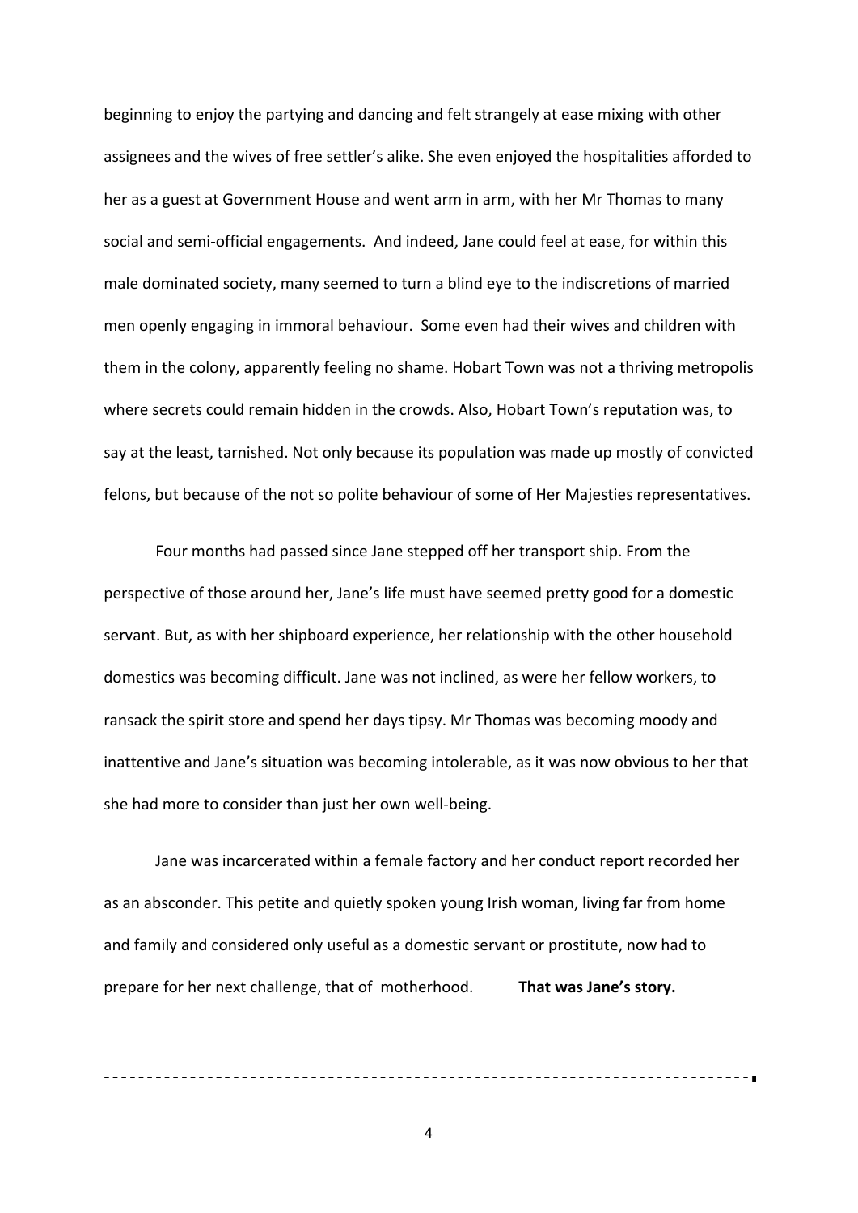beginning to enjoy the partying and dancing and felt strangely at ease mixing with other assignees and the wives of free settler's alike. She even enjoyed the hospitalities afforded to her as a guest at Government House and went arm in arm, with her Mr Thomas to many social and semi-official engagements. And indeed, Jane could feel at ease, for within this male dominated society, many seemed to turn a blind eye to the indiscretions of married men openly engaging in immoral behaviour. Some even had their wives and children with them in the colony, apparently feeling no shame. Hobart Town was not a thriving metropolis where secrets could remain hidden in the crowds. Also, Hobart Town's reputation was, to say at the least, tarnished. Not only because its population was made up mostly of convicted felons, but because of the not so polite behaviour of some of Her Majesties representatives.

Four months had passed since Jane stepped off her transport ship. From the perspective of those around her, Jane's life must have seemed pretty good for a domestic servant. But, as with her shipboard experience, her relationship with the other household domestics was becoming difficult. Jane was not inclined, as were her fellow workers, to ransack the spirit store and spend her days tipsy. Mr Thomas was becoming moody and inattentive and Jane's situation was becoming intolerable, as it was now obvious to her that she had more to consider than just her own well-being.

Jane was incarcerated within a female factory and her conduct report recorded her as an absconder. This petite and quietly spoken young Irish woman, living far from home and family and considered only useful as a domestic servant or prostitute, now had to prepare for her next challenge, that of motherhood. **That was Jane's story.**

---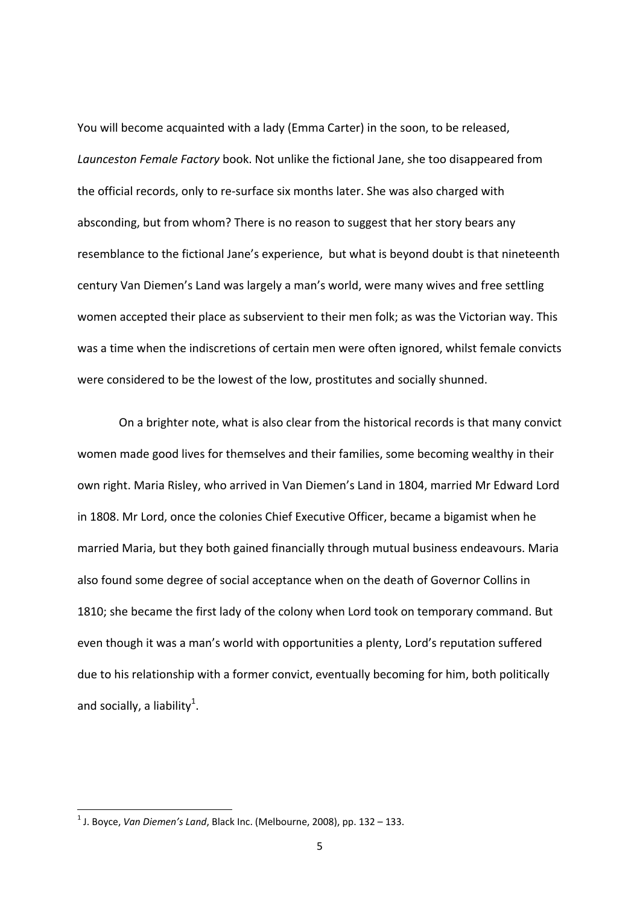You will become acquainted with a lady (Emma Carter) in the soon, to be released, *Launceston Female Factory* book. Not unlike the fictional Jane, she too disappeared from the official records, only to re-surface six months later. She was also charged with absconding, but from whom? There is no reason to suggest that her story bears any resemblance to the fictional Jane's experience, but what is beyond doubt is that nineteenth century Van Diemen's Land was largely a man's world, were many wives and free settling women accepted their place as subservient to their men folk; as was the Victorian way. This was a time when the indiscretions of certain men were often ignored, whilst female convicts were considered to be the lowest of the low, prostitutes and socially shunned.

On a brighter note, what is also clear from the historical records is that many convict women made good lives for themselves and their families, some becoming wealthy in their own right. Maria Risley, who arrived in Van Diemen's Land in 1804, married Mr Edward Lord in 1808. Mr Lord, once the colonies Chief Executive Officer, became a bigamist when he married Maria, but they both gained financially through mutual business endeavours. Maria also found some degree of social acceptance when on the death of Governor Collins in 1810; she became the first lady of the colony when Lord took on temporary command. But even though it was a man's world with opportunities a plenty, Lord's reputation suffered due to his relationship with a former convict, eventually becoming for him, both politically and socially, a liability[1].

---

[1] J. Boyce, *Van Diemen's Land*, Black Inc. (Melbourne, 2008), pp. 132 – 133.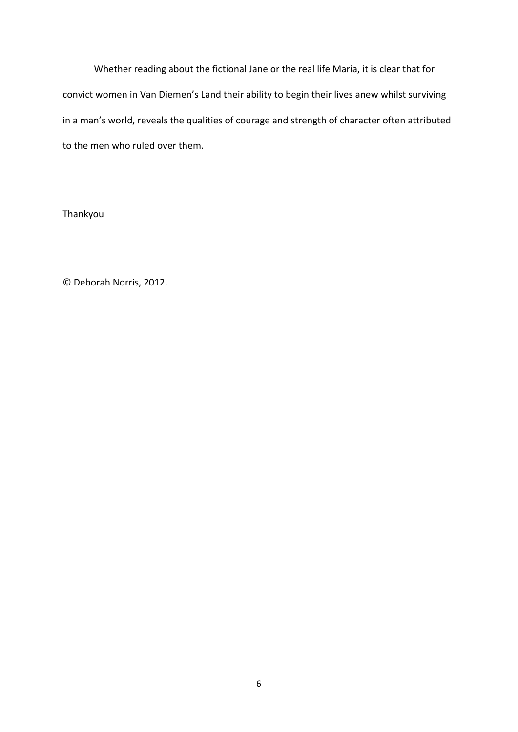Whether reading about the fictional Jane or the real life Maria, it is clear that for convict women in Van Diemen's Land their ability to begin their lives anew whilst surviving in a man's world, reveals the qualities of courage and strength of character often attributed to the men who ruled over them.

Thankyou

© Deborah Norris, 2012.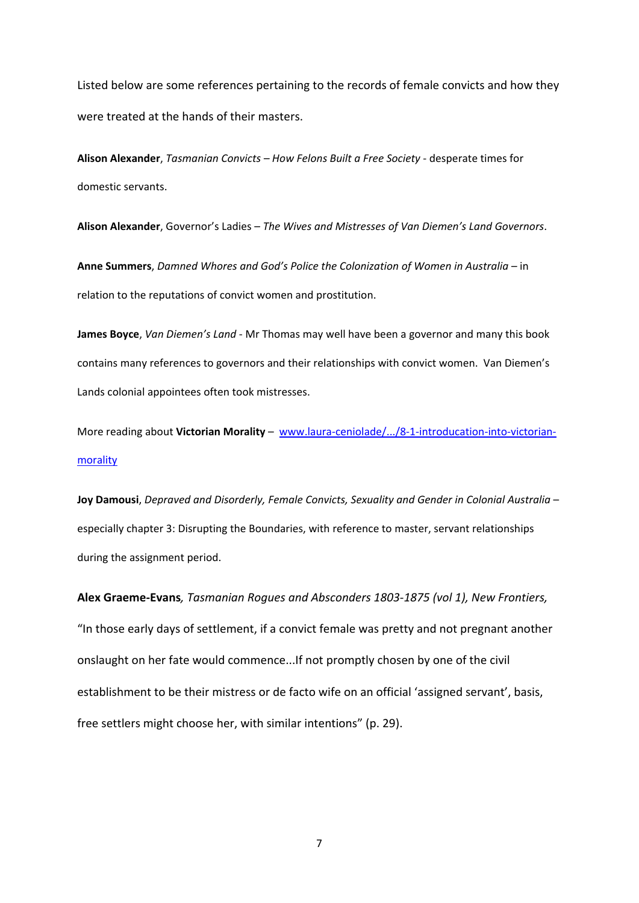Listed below are some references pertaining to the records of female convicts and how they were treated at the hands of their masters.

**Alison Alexander**, *Tasmanian Convicts – How Felons Built a Free Society* - desperate times for domestic servants.

**Alison Alexander**, Governor's Ladies – *The Wives and Mistresses of Van Diemen's Land Governors*.

**Anne Summers**, *Damned Whores and God's Police the Colonization of Women in Australia* – in relation to the reputations of convict women and prostitution.

**James Boyce**, *Van Diemen's Land* - Mr Thomas may well have been a governor and many this book contains many references to governors and their relationships with convict women. Van Diemen's Lands colonial appointees often took mistresses.

More reading about **Victorian Morality** – [www.laura-ceniolade/.../8-1-introducation-into-victorian-morality](www.laura-ceniolade/.../8-1-introducation-into-victorian-morality)

**Joy Damousi**, *Depraved and Disorderly, Female Convicts, Sexuality and Gender in Colonial Australia* – especially chapter 3: Disrupting the Boundaries, with reference to master, servant relationships during the assignment period.

**Alex Graeme-Evans***, Tasmanian Rogues and Absconders 1803-1875 (vol 1), New Frontiers,* "In those early days of settlement, if a convict female was pretty and not pregnant another onslaught on her fate would commence...If not promptly chosen by one of the civil establishment to be their mistress or de facto wife on an official 'assigned servant', basis, free settlers might choose her, with similar intentions" (p. 29).